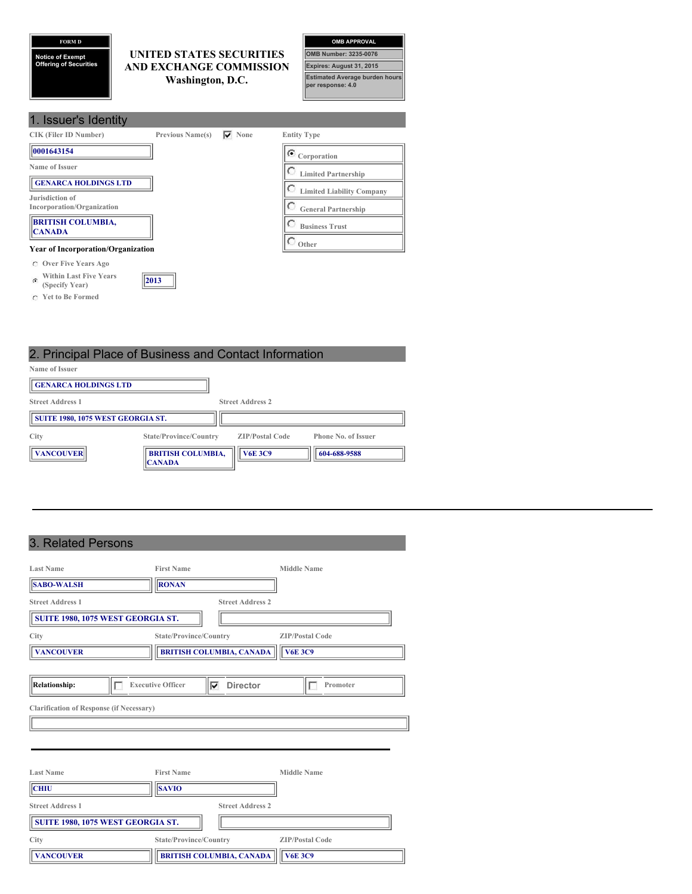**FORM D**

**Notice of Exempt Offering of Securities**

# UNITED STATES SECURITIES AND EXCHANGE COMMISSION
Washington, D.C.

**OMB APPROVAL**

OMB Number: 3235-0076

Expires: August 31, 2015

Estimated Average burden hours per response: 4.0

## 1. Issuer's Identity

| CIK (Filer ID Number) | Previous Name(s) | Entity Type |
|---|---|---|
| 0001643154 | ☑ None | ◉ Corporation |
| | | ○ Limited Partnership |
| | | ○ Limited Liability Company |
| | | ○ General Partnership |
| | | ○ Business Trust |
| | | ○ Other |

Name of Issuer: GENARCA HOLDINGS LTD

Jurisdiction of Incorporation/Organization: BRITISH COLUMBIA, CANADA

**Year of Incorporation/Organization**

- ○ Over Five Years Ago
- ◉ Within Last Five Years (Specify Year) 2013
- ○ Yet to Be Formed

## 2. Principal Place of Business and Contact Information

Name of Issuer: GENARCA HOLDINGS LTD

| Street Address 1 | Street Address 2 |
|---|---|
| SUITE 1980, 1075 WEST GEORGIA ST. | |

| City | State/Province/Country | ZIP/Postal Code | Phone No. of Issuer |
|---|---|---|---|
| VANCOUVER | BRITISH COLUMBIA, CANADA | V6E 3C9 | 604-688-9588 |

---

## 3. Related Persons

| Last Name | First Name | Middle Name |
|---|---|---|
| SABO-WALSH | RONAN | |

| Street Address 1 | Street Address 2 |
|---|---|
| SUITE 1980, 1075 WEST GEORGIA ST. | |

| City | State/Province/Country | ZIP/Postal Code |
|---|---|---|
| VANCOUVER | BRITISH COLUMBIA, CANADA | V6E 3C9 |

Relationship: ☐ Executive Officer ☑ Director ☐ Promoter

Clarification of Response (if Necessary):

---

| Last Name | First Name | Middle Name |
|---|---|---|
| CHIU | SAVIO | |

| Street Address 1 | Street Address 2 |
|---|---|
| SUITE 1980, 1075 WEST GEORGIA ST. | |

| City | State/Province/Country | ZIP/Postal Code |
|---|---|---|
| VANCOUVER | BRITISH COLUMBIA, CANADA | V6E 3C9 |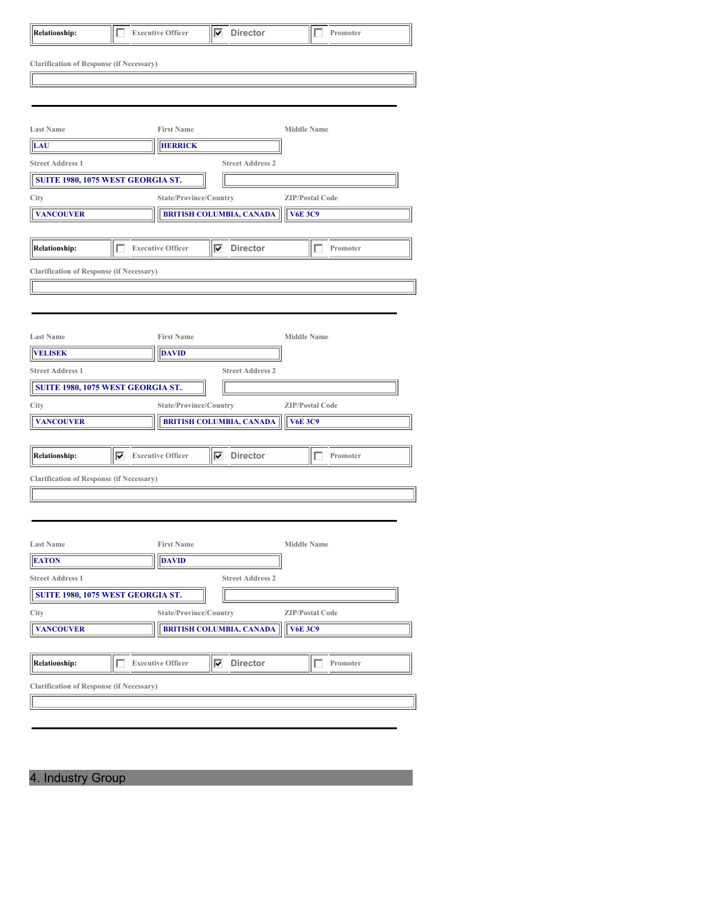| Relationship: | ☐ Executive Officer | ☑ Director | ☐ Promoter |
| --- | --- | --- | --- |

Clarification of Response (if Necessary)

---

| Last Name | First Name | Middle Name |
| --- | --- | --- |
| LAU | HERRICK | |

| Street Address 1 | Street Address 2 |
| --- | --- |
| SUITE 1980, 1075 WEST GEORGIA ST. | |

| City | State/Province/Country | ZIP/Postal Code |
| --- | --- | --- |
| VANCOUVER | BRITISH COLUMBIA, CANADA | V6E 3C9 |

| Relationship: | ☐ Executive Officer | ☑ Director | ☐ Promoter |
| --- | --- | --- | --- |

Clarification of Response (if Necessary)

---

| Last Name | First Name | Middle Name |
| --- | --- | --- |
| VELISEK | DAVID | |

| Street Address 1 | Street Address 2 |
| --- | --- |
| SUITE 1980, 1075 WEST GEORGIA ST. | |

| City | State/Province/Country | ZIP/Postal Code |
| --- | --- | --- |
| VANCOUVER | BRITISH COLUMBIA, CANADA | V6E 3C9 |

| Relationship: | ☑ Executive Officer | ☑ Director | ☐ Promoter |
| --- | --- | --- | --- |

Clarification of Response (if Necessary)

---

| Last Name | First Name | Middle Name |
| --- | --- | --- |
| EATON | DAVID | |

| Street Address 1 | Street Address 2 |
| --- | --- |
| SUITE 1980, 1075 WEST GEORGIA ST. | |

| City | State/Province/Country | ZIP/Postal Code |
| --- | --- | --- |
| VANCOUVER | BRITISH COLUMBIA, CANADA | V6E 3C9 |

| Relationship: | ☐ Executive Officer | ☑ Director | ☐ Promoter |
| --- | --- | --- | --- |

Clarification of Response (if Necessary)

---

## 4. Industry Group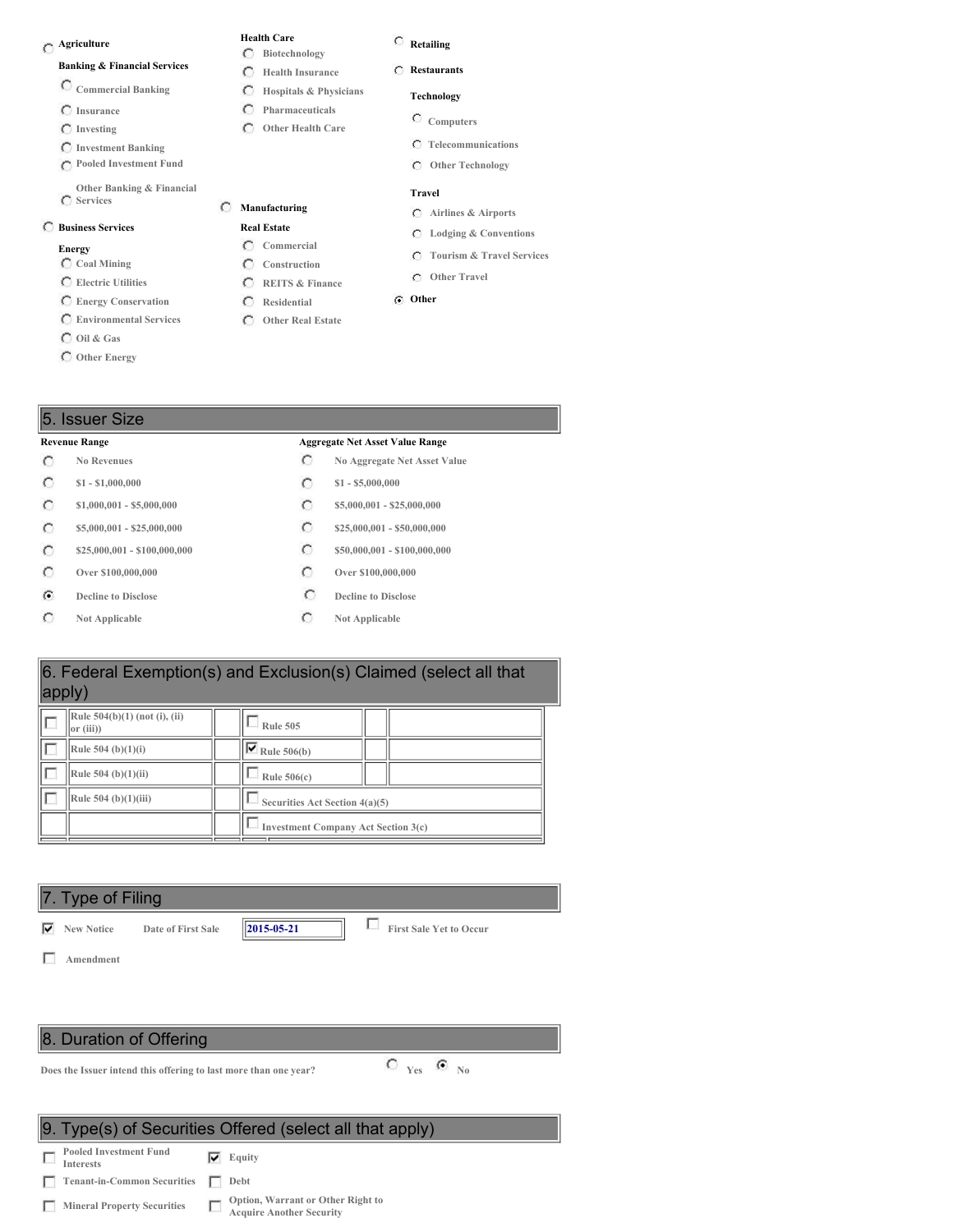- ( ) **Agriculture**
- **Banking & Financial Services**
  - ( ) Commercial Banking
  - ( ) Insurance
  - ( ) Investing
  - ( ) Investment Banking
  - ( ) Pooled Investment Fund
  - ( ) Other Banking & Financial Services
- ( ) **Business Services**
- **Energy**
  - ( ) Coal Mining
  - ( ) Electric Utilities
  - ( ) Energy Conservation
  - ( ) Environmental Services
  - ( ) Oil & Gas
  - ( ) Other Energy
- **Health Care**
  - ( ) Biotechnology
  - ( ) Health Insurance
  - ( ) Hospitals & Physicians
  - ( ) Pharmaceuticals
  - ( ) Other Health Care
- ( ) **Manufacturing**
- **Real Estate**
  - ( ) Commercial
  - ( ) Construction
  - ( ) REITS & Finance
  - ( ) Residential
  - ( ) Other Real Estate
- ( ) **Retailing**
- ( ) **Restaurants**
- **Technology**
  - ( ) Computers
  - ( ) Telecommunications
  - ( ) Other Technology
- **Travel**
  - ( ) Airlines & Airports
  - ( ) Lodging & Conventions
  - ( ) Tourism & Travel Services
  - ( ) Other Travel
- (•) **Other**

## 5. Issuer Size

| Revenue Range | Aggregate Net Asset Value Range |
|---|---|
| ( ) No Revenues | ( ) No Aggregate Net Asset Value |
| ( ) $1 - $1,000,000 | ( ) $1 - $5,000,000 |
| ( ) $1,000,001 - $5,000,000 | ( ) $5,000,001 - $25,000,000 |
| ( ) $5,000,001 - $25,000,000 | ( ) $25,000,001 - $50,000,000 |
| ( ) $25,000,001 - $100,000,000 | ( ) $50,000,001 - $100,000,000 |
| ( ) Over $100,000,000 | ( ) Over $100,000,000 |
| (•) Decline to Disclose | ( ) Decline to Disclose |
| ( ) Not Applicable | ( ) Not Applicable |

## 6. Federal Exemption(s) and Exclusion(s) Claimed (select all that apply)

| | | |
|---|---|---|
| [ ] Rule 504(b)(1) (not (i), (ii) or (iii)) | [ ] Rule 505 | |
| [ ] Rule 504 (b)(1)(i) | [x] Rule 506(b) | |
| [ ] Rule 504 (b)(1)(ii) | [ ] Rule 506(c) | |
| [ ] Rule 504 (b)(1)(iii) | [ ] Securities Act Section 4(a)(5) | |
| | [ ] Investment Company Act Section 3(c) | |

## 7. Type of Filing

[x] New Notice Date of First Sale **2015-05-21** [ ] First Sale Yet to Occur

[ ] Amendment

## 8. Duration of Offering

Does the Issuer intend this offering to last more than one year? ( ) Yes (•) No

## 9. Type(s) of Securities Offered (select all that apply)

| | |
|---|---|
| [ ] Pooled Investment Fund Interests | [x] Equity |
| [ ] Tenant-in-Common Securities | [ ] Debt |
| [ ] Mineral Property Securities | [ ] Option, Warrant or Other Right to Acquire Another Security |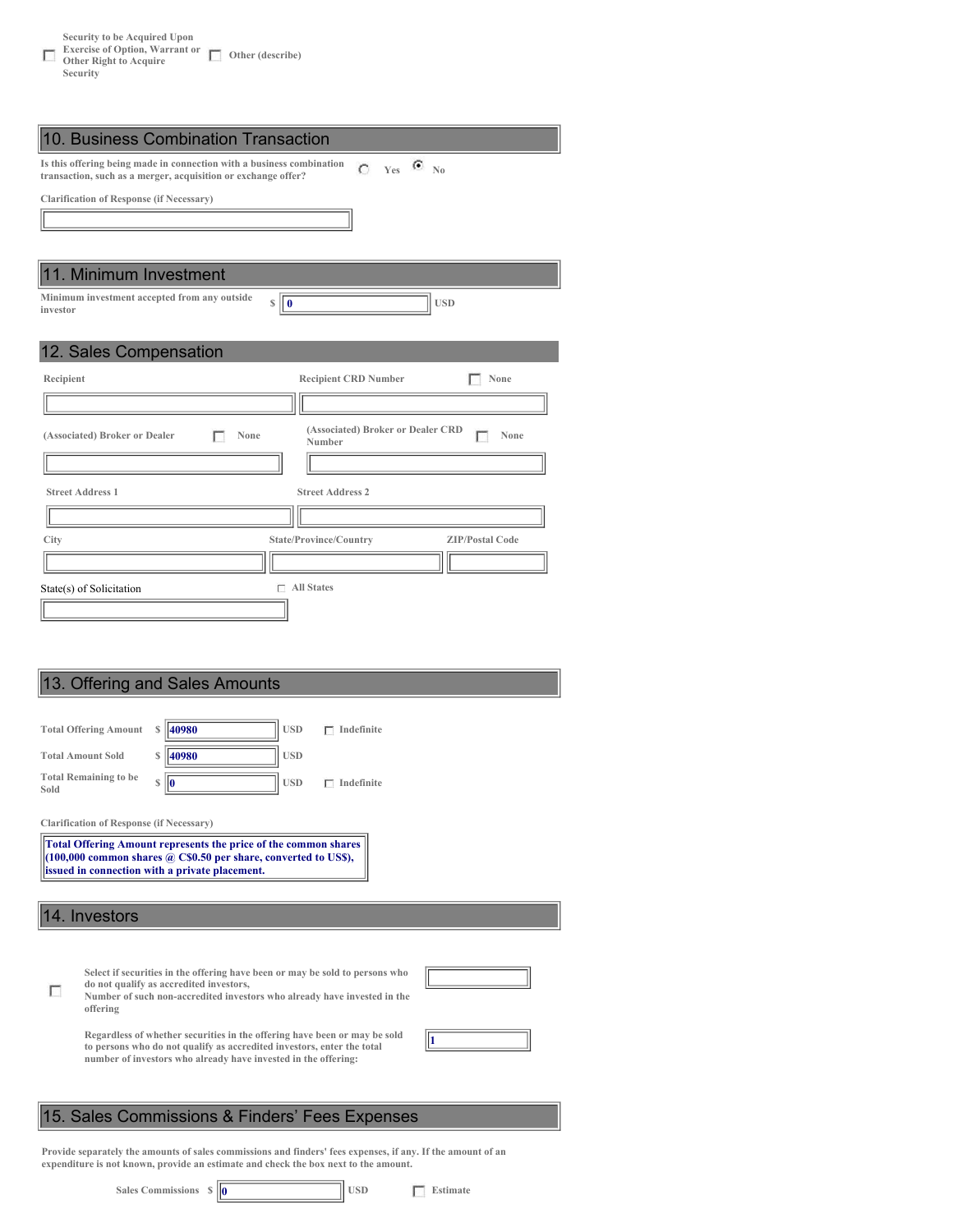- [ ] Security to be Acquired Upon Exercise of Option, Warrant or Other Right to Acquire Security
- [ ] Other (describe)

## 10. Business Combination Transaction

Is this offering being made in connection with a business combination transaction, such as a merger, acquisition or exchange offer? ( ) Yes (•) No

Clarification of Response (if Necessary)

## 11. Minimum Investment

Minimum investment accepted from any outside investor $ 0 USD

## 12. Sales Compensation

| Recipient | Recipient CRD Number [ ] None |
|---|---|
| | |
| (Associated) Broker or Dealer [ ] None | (Associated) Broker or Dealer CRD Number [ ] None |
| | |
| Street Address 1 | Street Address 2 |
| | |

| City | State/Province/Country | ZIP/Postal Code |
|---|---|---|
| | | |

State(s) of Solicitation [ ] All States

## 13. Offering and Sales Amounts

| | | | |
|---|---|---|---|
| Total Offering Amount | $ 40980 | USD | [ ] Indefinite |
| Total Amount Sold | $ 40980 | USD | |
| Total Remaining to be Sold | $ 0 | USD | [ ] Indefinite |

Clarification of Response (if Necessary)

**Total Offering Amount represents the price of the common shares (100,000 common shares @ C$0.50 per share, converted to US$), issued in connection with a private placement.**

## 14. Investors

- [ ] Select if securities in the offering have been or may be sold to persons who do not qualify as accredited investors,
  Number of such non-accredited investors who already have invested in the offering

Regardless of whether securities in the offering have been or may be sold to persons who do not qualify as accredited investors, enter the total number of investors who already have invested in the offering: 1

## 15. Sales Commissions & Finders' Fees Expenses

Provide separately the amounts of sales commissions and finders' fees expenses, if any. If the amount of an expenditure is not known, provide an estimate and check the box next to the amount.

Sales Commissions $ 0 USD [ ] Estimate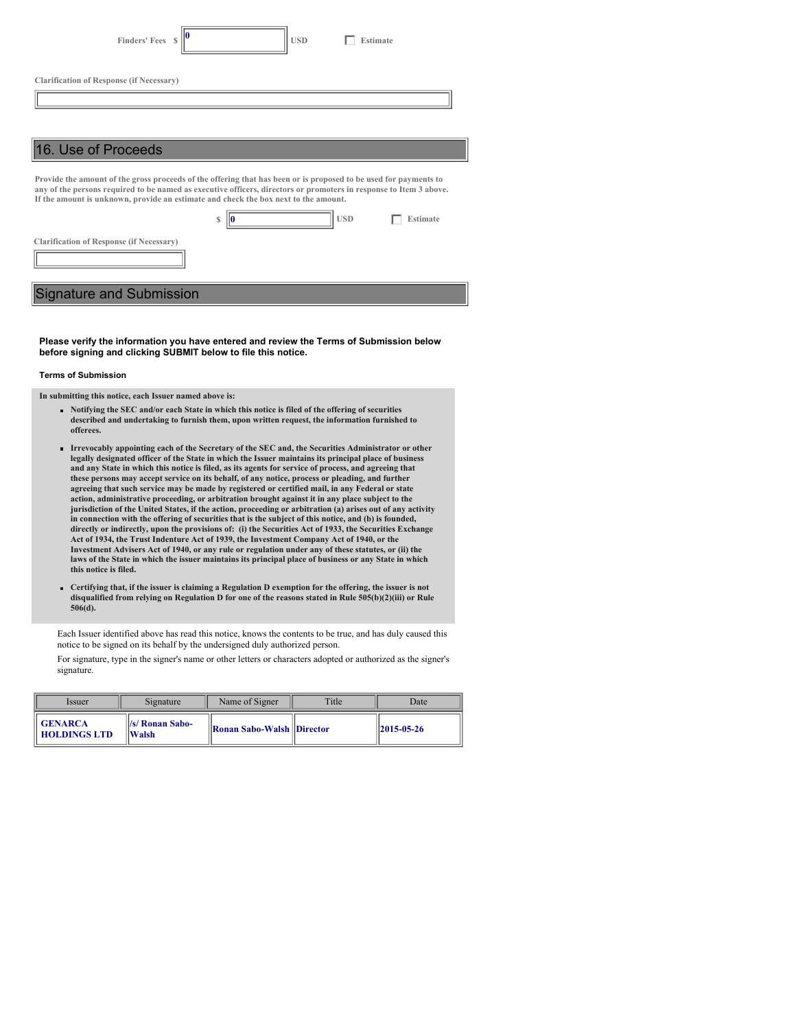Finders' Fees $ 0 USD ☐ Estimate

Clarification of Response (if Necessary)

## 16. Use of Proceeds

Provide the amount of the gross proceeds of the offering that has been or is proposed to be used for payments to any of the persons required to be named as executive officers, directors or promoters in response to Item 3 above. If the amount is unknown, provide an estimate and check the box next to the amount.

$ 0 USD ☐ Estimate

Clarification of Response (if Necessary)

## Signature and Submission

**Please verify the information you have entered and review the Terms of Submission below before signing and clicking SUBMIT below to file this notice.**

**Terms of Submission**

**In submitting this notice, each Issuer named above is:**

- **Notifying the SEC and/or each State in which this notice is filed of the offering of securities described and undertaking to furnish them, upon written request, the information furnished to offerees.**
- **Irrevocably appointing each of the Secretary of the SEC and, the Securities Administrator or other legally designated officer of the State in which the Issuer maintains its principal place of business and any State in which this notice is filed, as its agents for service of process, and agreeing that these persons may accept service on its behalf, of any notice, process or pleading, and further agreeing that such service may be made by registered or certified mail, in any Federal or state action, administrative proceeding, or arbitration brought against it in any place subject to the jurisdiction of the United States, if the action, proceeding or arbitration (a) arises out of any activity in connection with the offering of securities that is the subject of this notice, and (b) is founded, directly or indirectly, upon the provisions of: (i) the Securities Act of 1933, the Securities Exchange Act of 1934, the Trust Indenture Act of 1939, the Investment Company Act of 1940, or the Investment Advisers Act of 1940, or any rule or regulation under any of these statutes, or (ii) the laws of the State in which the issuer maintains its principal place of business or any State in which this notice is filed.**
- **Certifying that, if the issuer is claiming a Regulation D exemption for the offering, the issuer is not disqualified from relying on Regulation D for one of the reasons stated in Rule 505(b)(2)(iii) or Rule 506(d).**

Each Issuer identified above has read this notice, knows the contents to be true, and has duly caused this notice to be signed on its behalf by the undersigned duly authorized person.

For signature, type in the signer's name or other letters or characters adopted or authorized as the signer's signature.

| Issuer | Signature | Name of Signer | Title | Date |
|---|---|---|---|---|
| GENARCA HOLDINGS LTD | /s/ Ronan Sabo-Walsh | Ronan Sabo-Walsh | Director | 2015-05-26 |